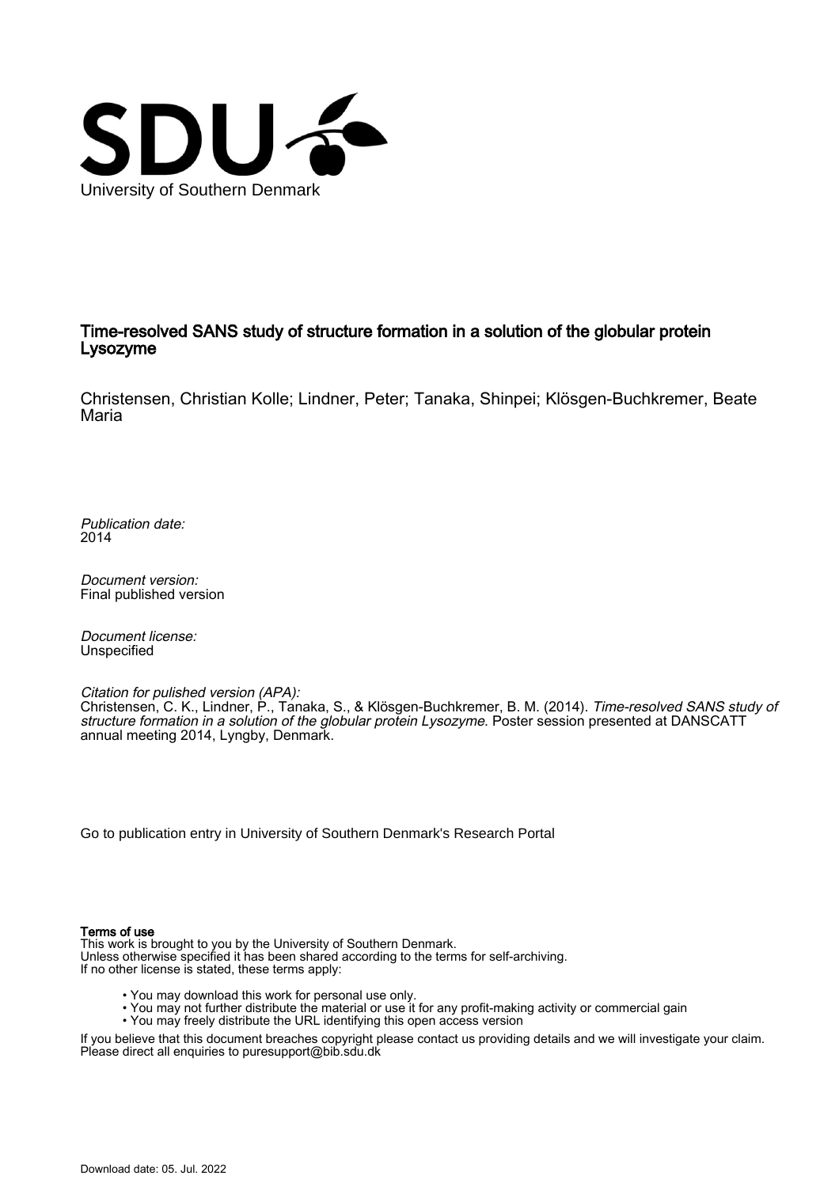University of Southern Denmark

# Time-resolved SANS study of structure formation in a solution of the globular protein Lysozyme

Christensen, Christian Kolle; Lindner, Peter; Tanaka, Shinpei; Klösgen-Buchkremer, Beate Maria

*Publication date:*
2014

*Document version:*
Final published version

*Document license:*
Unspecified

*Citation for pulished version (APA):*
Christensen, C. K., Lindner, P., Tanaka, S., & Klösgen-Buchkremer, B. M. (2014). *Time-resolved SANS study of structure formation in a solution of the globular protein Lysozyme*. Poster session presented at DANSCATT annual meeting 2014, Lyngby, Denmark.

Go to publication entry in University of Southern Denmark's Research Portal

**Terms of use**
This work is brought to you by the University of Southern Denmark.
Unless otherwise specified it has been shared according to the terms for self-archiving.
If no other license is stated, these terms apply:

- You may download this work for personal use only.
- You may not further distribute the material or use it for any profit-making activity or commercial gain
- You may freely distribute the URL identifying this open access version

If you believe that this document breaches copyright please contact us providing details and we will investigate your claim.
Please direct all enquiries to puresupport@bib.sdu.dk

Download date: 05. Jul. 2022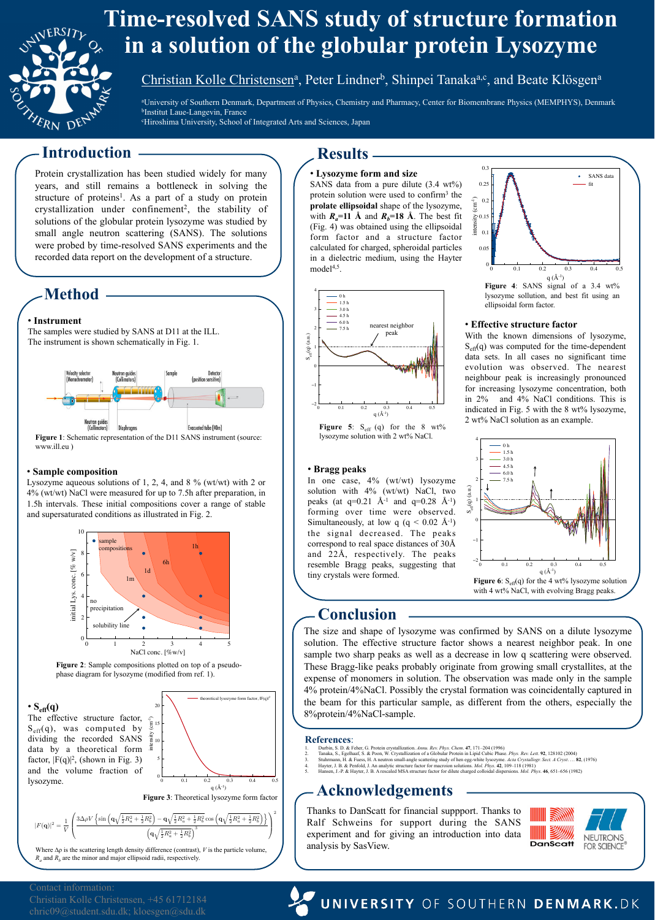# Time-resolved SANS study of structure formation in a solution of the globular protein Lysozyme

Christian Kolle Christensen[a], Peter Lindner[b], Shinpei Tanaka[a,c], and Beate Klösgen[a]

[a]University of Southern Denmark, Department of Physics, Chemistry and Pharmacy, Center for Biomembrane Physics (MEMPHYS), Denmark
[b]Institut Laue-Langevin, France
[c]Hiroshima University, School of Integrated Arts and Sciences, Japan

## Introduction

Protein crystallization has been studied widely for many years, and still remains a bottleneck in solving the structure of proteins[1]. As a part of a study on protein crystallization under confinement[2], the stability of solutions of the globular protein lysozyme was studied by small angle neutron scattering (SANS). The solutions were probed by time-resolved SANS experiments and the recorded data report on the development of a structure.

## Method

**• Instrument**

The samples were studied by SANS at D11 at the ILL. The instrument is shown schematically in Fig. 1.

Velocity selector (Monochromator)
Neutron guides (Collimators)
Sample
Detector (position sensitive)
Neutron guides (Collimators)
Diaphragms
Evacuated tube (40m)

**Figure 1**: Schematic representation of the D11 SANS instrument (source: www.ill.eu )

**• Sample composition**

Lysozyme aqueous solutions of 1, 2, 4, and 8 % (wt/wt) with 2 or 4% (wt/wt) NaCl were measured for up to 7.5h after preparation, in 1.5h intervals. These initial compositions cover a range of stable and supersaturated conditions as illustrated in Fig. 2.

initial Lys. conc. [% w/v]
NaCl conc. [%w/v]
sample compositions
no precipitation
solubility line
1h
6h
1d
1m

**Figure 2**: Sample compositions plotted on top of a pseudo-phase diagram for lysozyme (modified from ref. 1).

**• $S_{eff}$(q)**

The effective structure factor, $S_{eff}(q)$, was computed by dividing the recorded SANS data by a theoretical form factor, $|F(q)|^2$, (shown in Fig. 3) and the volume fraction of lysozyme.

theoretical lysozyme form factor, $|F(q)|^2$
intensity (cm$^{-1}$)
q (Å$^{-1}$)

**Figure 3**: Theoretical lysozyme form factor

$$|F(\mathbf{q})|^2 = \frac{1}{V}\left(\frac{3\Delta\rho V\left\{\sin\left(\mathbf{q}\sqrt{\frac{1}{2}R_a^2+\frac{1}{2}R_b^2}\right)-\mathbf{q}\sqrt{\frac{1}{2}R_a^2+\frac{1}{2}R_b^2}\cos\left(\mathbf{q}\sqrt{\frac{1}{2}R_a^2+\frac{1}{2}R_b^2}\right)\right\}}{\left(\mathbf{q}\sqrt{\frac{1}{2}R_a^2+\frac{1}{2}R_b^2}\right)^3}\right)^2$$

Where Δρ is the scattering length density difference (contrast), $V$ is the particle volume, $R_a$ and $R_b$ are the minor and major ellipsoid radii, respectively.

## Results

**• Lysozyme form and size**

SANS data from a pure dilute (3.4 wt%) protein solution were used to confirm[3] the **prolate ellipsoidal** shape of the lysozyme, with $R_a$=11 Å and $R_b$=18 Å. The best fit (Fig. 4) was obtained using the ellipsoidal form factor and a structure factor calculated for charged, spheroidal particles in a dielectric medium, using the Hayter model[4,5].

SANS data
fit
intensity (cm$^{-1}$)
q (Å$^{-1}$)

**Figure 4**: SANS signal of a 3.4 wt% lysozyme solution, and best fit using an ellipsoidal form factor.

0 h
1.5 h
3.0 h
4.5 h
6.0 h
7.5 h
nearest neighbor peak
$S_{eff}$(q) (a.u.)
q (Å$^{-1}$)

**Figure 5**: $S_{eff}$ (q) for the 8 wt% lysozyme solution with 2 wt% NaCl.

**• Effective structure factor**

With the known dimensions of lysozyme, $S_{eff}(q)$ was computed for the time-dependent data sets. In all cases no significant time evolution was observed. The nearest neighbour peak is increasingly pronounced for increasing lysozyme concentration, both in 2% and 4% NaCl conditions. This is indicated in Fig. 5 with the 8 wt% lysozyme, 2 wt% NaCl solution as an example.

**• Bragg peaks**

In one case, 4% (wt/wt) lysozyme solution with 4% (wt/wt) NaCl, two peaks (at q=0.21 Å$^{-1}$ and q=0.28 Å$^{-1}$) forming over time were observed. Simultaneously, at low q (q < 0.02 Å$^{-1}$) the signal decreased. The peaks correspond to real space distances of 30Å and 22Å, respectively. The peaks resemble Bragg peaks, suggesting that tiny crystals were formed.

0 h
1.5 h
3.0 h
4.5 h
6.0 h
7.5 h
$S_{eff}$(q) (a.u.)
q (Å$^{-1}$)

**Figure 6**: $S_{eff}$(q) for the 4 wt% lysozyme solution with 4 wt% NaCl, with evolving Bragg peaks.

## Conclusion

The size and shape of lysozyme was confirmed by SANS on a dilute lysozyme solution. The effective structure factor shows a nearest neighbor peak. In one sample two sharp peaks as well as a decrease in low q scattering were observed. These Bragg-like peaks probably originate from growing small crystallites, at the expense of monomers in solution. The observation was made only in the sample 4% protein/4%NaCl. Possibly the crystal formation was coincidentally captured in the beam for this particular sample, as different from the others, especially the 8%protein/4%NaCl-sample.

## References:

1. Durbin, S. D. & Feher, G. Protein crystallization. *Annu. Rev. Phys. Chem.* **47**, 171–204 (1996)
2. Tanaka, S., Egelhaaf, S. & Poon, W. Crystallization of a Globular Protein in Lipid Cubic Phase. *Phys. Rev. Lett.* **92**, 128102 (2004)
3. Stuhrmann, H. & Fuess, H. A neutron small-angle scattering study of hen egg-white lysozyme. *Acta Crystallogr. Sect. A Cryst. …* **82**, (1976)
4. Hayter, J. B. & Penfold, J. An analytic structure factor for macroion solutions. *Mol. Phys.* **42**, 109–118 (1981)
5. Hansen, J.-P. & Hayter, J. B. A rescaled MSA structure factor for dilute charged colloidal dispersions. *Mol. Phys.* **46**, 651–656 (1982)

## Acknowledgements

Thanks to DanScatt for financial suppport. Thanks to Ralf Schweins for support during the SANS experiment and for giving an introduction into data analysis by SasView.

Contact information:
Christian Kolle Christensen, +45 61712184
chric09@student.sdu.dk; kloesgen@sdu.dk